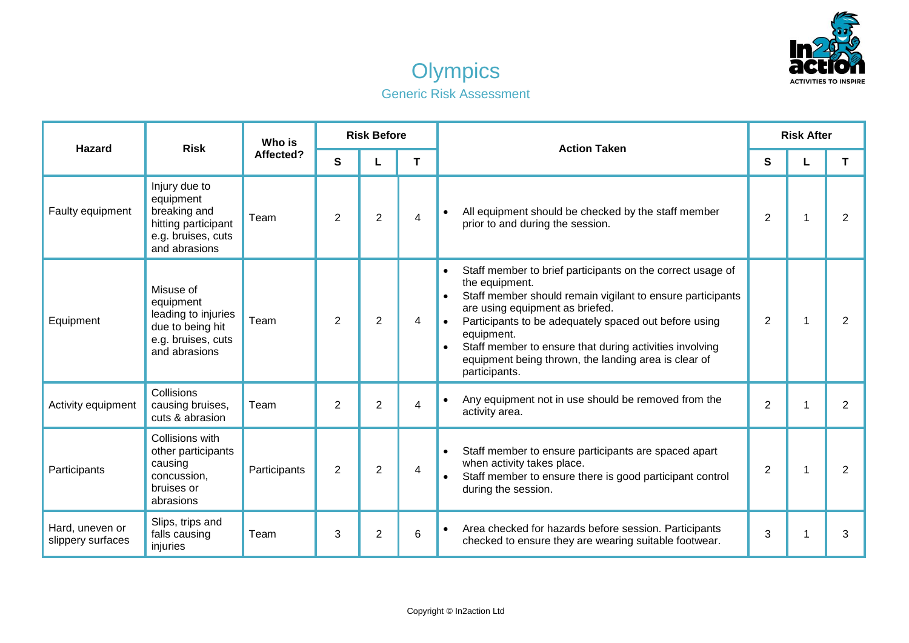# Olympics

## Generic Risk Assessment

| Hazard | Risk | Who is Affected? | Risk Before | | | Action Taken | Risk After | | |
|---|---|---|---|---|---|---|---|---|---|
| | | | S | L | T | | S | L | T |
| Faulty equipment | Injury due to equipment breaking and hitting participant e.g. bruises, cuts and abrasions | Team | 2 | 2 | 4 | • All equipment should be checked by the staff member prior to and during the session. | 2 | 1 | 2 |
| Equipment | Misuse of equipment leading to injuries due to being hit e.g. bruises, cuts and abrasions | Team | 2 | 2 | 4 | • Staff member to brief participants on the correct usage of the equipment.<br>• Staff member should remain vigilant to ensure participants are using equipment as briefed.<br>• Participants to be adequately spaced out before using equipment.<br>• Staff member to ensure that during activities involving equipment being thrown, the landing area is clear of participants. | 2 | 1 | 2 |
| Activity equipment | Collisions causing bruises, cuts & abrasion | Team | 2 | 2 | 4 | • Any equipment not in use should be removed from the activity area. | 2 | 1 | 2 |
| Participants | Collisions with other participants causing concussion, bruises or abrasions | Participants | 2 | 2 | 4 | • Staff member to ensure participants are spaced apart when activity takes place.<br>• Staff member to ensure there is good participant control during the session. | 2 | 1 | 2 |
| Hard, uneven or slippery surfaces | Slips, trips and falls causing injuries | Team | 3 | 2 | 6 | • Area checked for hazards before session. Participants checked to ensure they are wearing suitable footwear. | 3 | 1 | 3 |

Copyright © In2action Ltd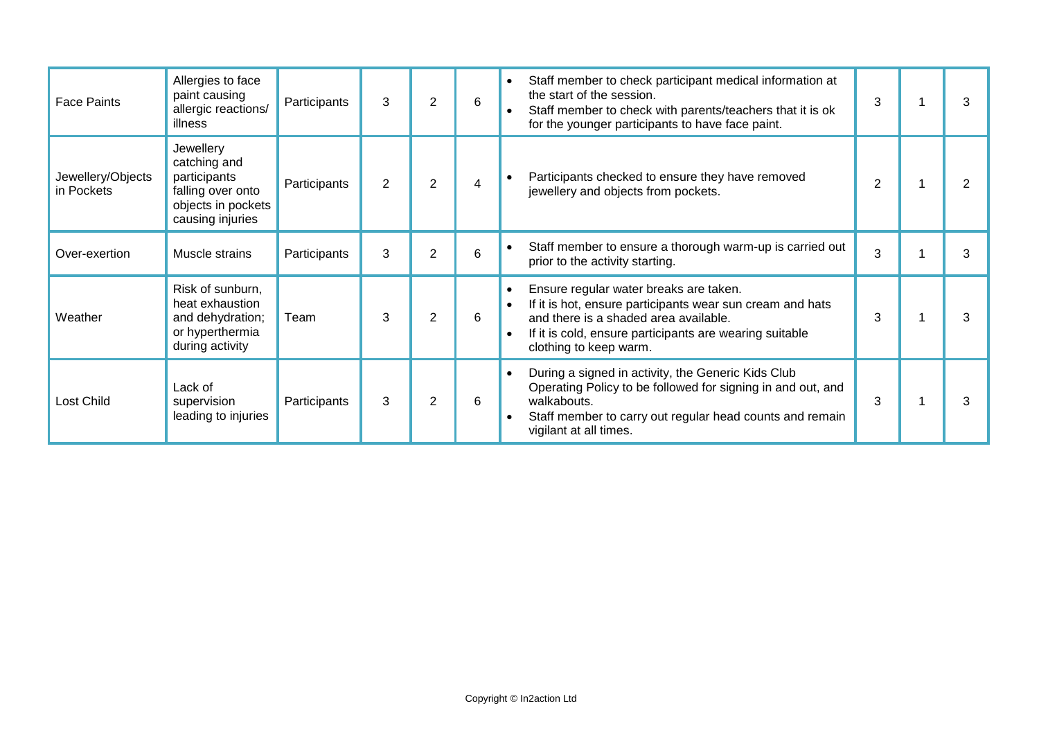| | | | | | | | | | |
|---|---|---|---|---|---|---|---|---|---|
| Face Paints | Allergies to face paint causing allergic reactions/ illness | Participants | 3 | 2 | 6 | • Staff member to check participant medical information at the start of the session.<br>• Staff member to check with parents/teachers that it is ok for the younger participants to have face paint. | 3 | 1 | 3 |
| Jewellery/Objects in Pockets | Jewellery catching and participants falling over onto objects in pockets causing injuries | Participants | 2 | 2 | 4 | • Participants checked to ensure they have removed jewellery and objects from pockets. | 2 | 1 | 2 |
| Over-exertion | Muscle strains | Participants | 3 | 2 | 6 | • Staff member to ensure a thorough warm-up is carried out prior to the activity starting. | 3 | 1 | 3 |
| Weather | Risk of sunburn, heat exhaustion and dehydration; or hyperthermia during activity | Team | 3 | 2 | 6 | • Ensure regular water breaks are taken.<br>• If it is hot, ensure participants wear sun cream and hats and there is a shaded area available.<br>• If it is cold, ensure participants are wearing suitable clothing to keep warm. | 3 | 1 | 3 |
| Lost Child | Lack of supervision leading to injuries | Participants | 3 | 2 | 6 | • During a signed in activity, the Generic Kids Club Operating Policy to be followed for signing in and out, and walkabouts.<br>• Staff member to carry out regular head counts and remain vigilant at all times. | 3 | 1 | 3 |

Copyright © In2action Ltd